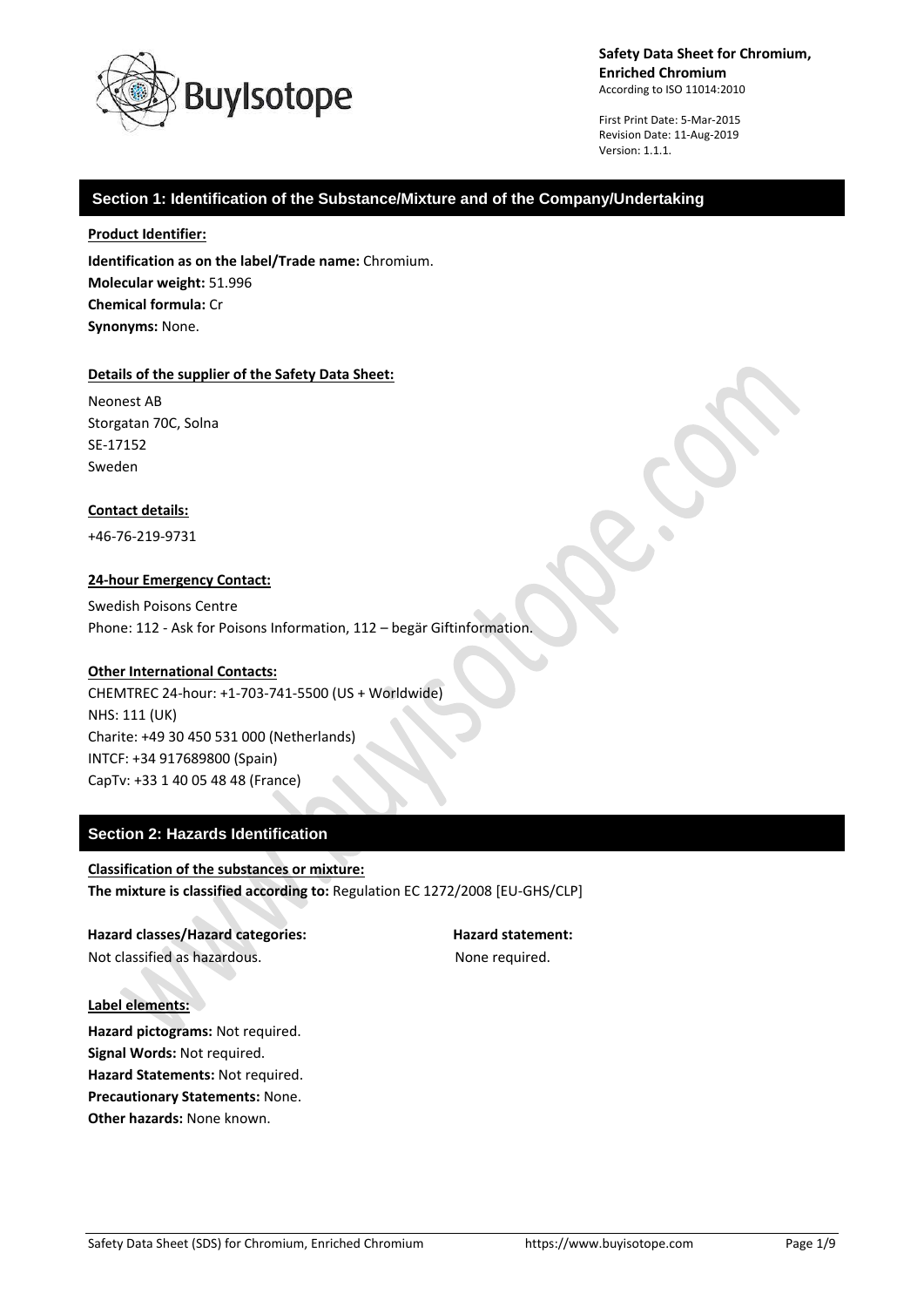**Safety Data Sheet for Chromium, Enriched Chromium**
According to ISO 11014:2010

First Print Date: 5-Mar-2015
Revision Date: 11-Aug-2019
Version: 1.1.1.

## Section 1: Identification of the Substance/Mixture and of the Company/Undertaking

**Product Identifier:**

**Identification as on the label/Trade name:** Chromium.
**Molecular weight:** 51.996
**Chemical formula:** Cr
**Synonyms:** None.

**Details of the supplier of the Safety Data Sheet:**

Neonest AB
Storgatan 70C, Solna
SE-17152
Sweden

**Contact details:**

+46-76-219-9731

**24-hour Emergency Contact:**

Swedish Poisons Centre
Phone: 112 - Ask for Poisons Information, 112 – begär Giftinformation.

**Other International Contacts:**

CHEMTREC 24-hour: +1-703-741-5500 (US + Worldwide)
NHS: 111 (UK)
Charite: +49 30 450 531 000 (Netherlands)
INTCF: +34 917689800 (Spain)
CapTv: +33 1 40 05 48 48 (France)

## Section 2: Hazards Identification

**Classification of the substances or mixture:**
**The mixture is classified according to:** Regulation EC 1272/2008 [EU-GHS/CLP]

| Hazard classes/Hazard categories: | Hazard statement: |
|---|---|
| Not classified as hazardous. | None required. |

**Label elements:**

**Hazard pictograms:** Not required.
**Signal Words:** Not required.
**Hazard Statements:** Not required.
**Precautionary Statements:** None.
**Other hazards:** None known.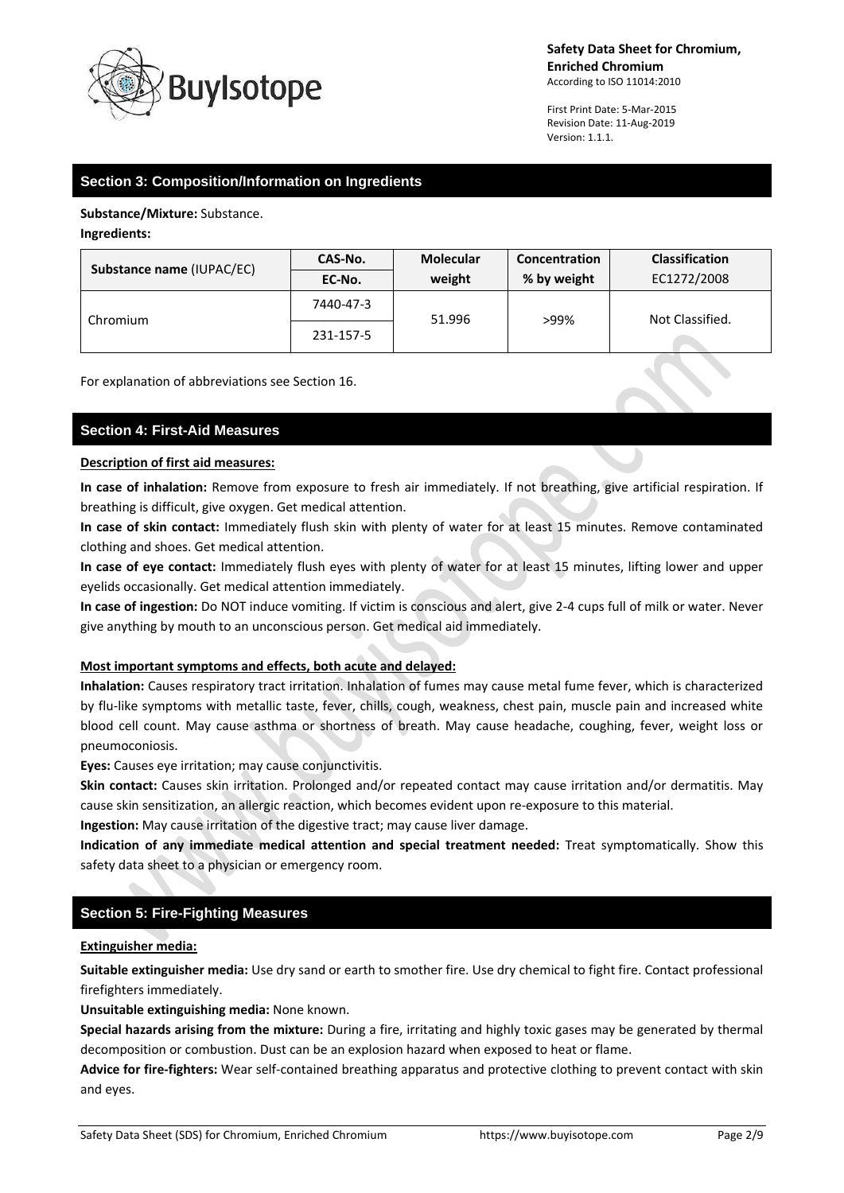## Section 3: Composition/Information on Ingredients

**Substance/Mixture:** Substance.

**Ingredients:**

| Substance name (IUPAC/EC) | CAS-No. | Molecular weight | Concentration % by weight | Classification EC1272/2008 |
|---|---|---|---|---|
| | EC-No. | | | |
| Chromium | 7440-47-3 | 51.996 | >99% | Not Classified. |
| | 231-157-5 | | | |

For explanation of abbreviations see Section 16.

## Section 4: First-Aid Measures

**Description of first aid measures:**

**In case of inhalation:** Remove from exposure to fresh air immediately. If not breathing, give artificial respiration. If breathing is difficult, give oxygen. Get medical attention.

**In case of skin contact:** Immediately flush skin with plenty of water for at least 15 minutes. Remove contaminated clothing and shoes. Get medical attention.

**In case of eye contact:** Immediately flush eyes with plenty of water for at least 15 minutes, lifting lower and upper eyelids occasionally. Get medical attention immediately.

**In case of ingestion:** Do NOT induce vomiting. If victim is conscious and alert, give 2-4 cups full of milk or water. Never give anything by mouth to an unconscious person. Get medical aid immediately.

**Most important symptoms and effects, both acute and delayed:**

**Inhalation:** Causes respiratory tract irritation. Inhalation of fumes may cause metal fume fever, which is characterized by flu-like symptoms with metallic taste, fever, chills, cough, weakness, chest pain, muscle pain and increased white blood cell count. May cause asthma or shortness of breath. May cause headache, coughing, fever, weight loss or pneumoconiosis.

**Eyes:** Causes eye irritation; may cause conjunctivitis.

**Skin contact:** Causes skin irritation. Prolonged and/or repeated contact may cause irritation and/or dermatitis. May cause skin sensitization, an allergic reaction, which becomes evident upon re-exposure to this material.

**Ingestion:** May cause irritation of the digestive tract; may cause liver damage.

**Indication of any immediate medical attention and special treatment needed:** Treat symptomatically. Show this safety data sheet to a physician or emergency room.

## Section 5: Fire-Fighting Measures

**Extinguisher media:**

**Suitable extinguisher media:** Use dry sand or earth to smother fire. Use dry chemical to fight fire. Contact professional firefighters immediately.

**Unsuitable extinguishing media:** None known.

**Special hazards arising from the mixture:** During a fire, irritating and highly toxic gases may be generated by thermal decomposition or combustion. Dust can be an explosion hazard when exposed to heat or flame.

**Advice for fire-fighters:** Wear self-contained breathing apparatus and protective clothing to prevent contact with skin and eyes.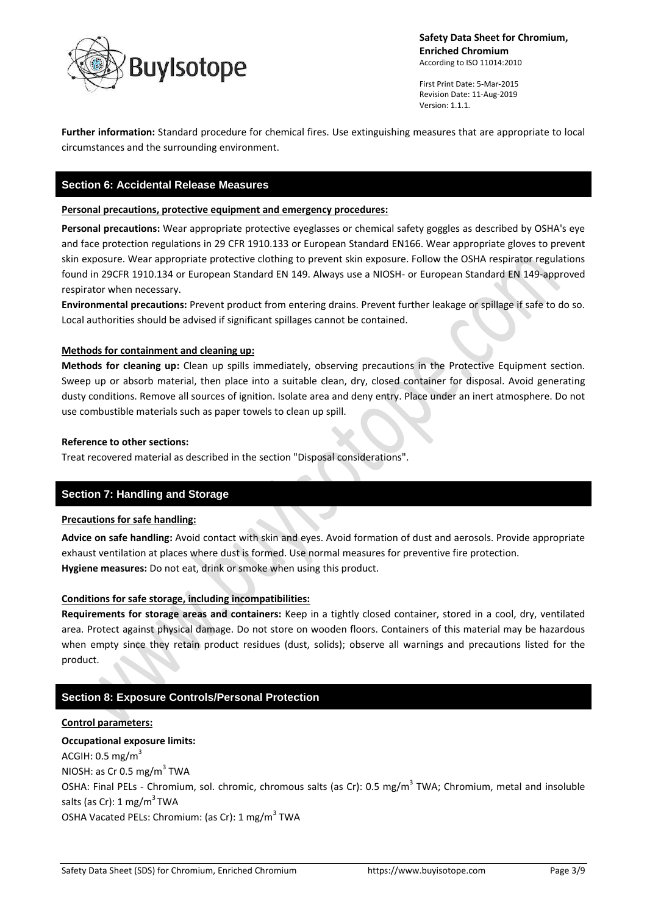**Further information:** Standard procedure for chemical fires. Use extinguishing measures that are appropriate to local circumstances and the surrounding environment.

## Section 6: Accidental Release Measures

**Personal precautions, protective equipment and emergency procedures:**

**Personal precautions:** Wear appropriate protective eyeglasses or chemical safety goggles as described by OSHA's eye and face protection regulations in 29 CFR 1910.133 or European Standard EN166. Wear appropriate gloves to prevent skin exposure. Wear appropriate protective clothing to prevent skin exposure. Follow the OSHA respirator regulations found in 29CFR 1910.134 or European Standard EN 149. Always use a NIOSH- or European Standard EN 149-approved respirator when necessary.

**Environmental precautions:** Prevent product from entering drains. Prevent further leakage or spillage if safe to do so. Local authorities should be advised if significant spillages cannot be contained.

**Methods for containment and cleaning up:**

**Methods for cleaning up:** Clean up spills immediately, observing precautions in the Protective Equipment section. Sweep up or absorb material, then place into a suitable clean, dry, closed container for disposal. Avoid generating dusty conditions. Remove all sources of ignition. Isolate area and deny entry. Place under an inert atmosphere. Do not use combustible materials such as paper towels to clean up spill.

**Reference to other sections:**

Treat recovered material as described in the section "Disposal considerations".

## Section 7: Handling and Storage

**Precautions for safe handling:**

**Advice on safe handling:** Avoid contact with skin and eyes. Avoid formation of dust and aerosols. Provide appropriate exhaust ventilation at places where dust is formed. Use normal measures for preventive fire protection.

**Hygiene measures:** Do not eat, drink or smoke when using this product.

**Conditions for safe storage, including incompatibilities:**

**Requirements for storage areas and containers:** Keep in a tightly closed container, stored in a cool, dry, ventilated area. Protect against physical damage. Do not store on wooden floors. Containers of this material may be hazardous when empty since they retain product residues (dust, solids); observe all warnings and precautions listed for the product.

## Section 8: Exposure Controls/Personal Protection

**Control parameters:**

**Occupational exposure limits:**

ACGIH: 0.5 $mg/m^3$

NIOSH: as Cr 0.5 $mg/m^3$ TWA

OSHA: Final PELs - Chromium, sol. chromic, chromous salts (as Cr): 0.5 $mg/m^3$ TWA; Chromium, metal and insoluble salts (as Cr): 1 $mg/m^3$ TWA

OSHA Vacated PELs: Chromium: (as Cr): 1 $mg/m^3$ TWA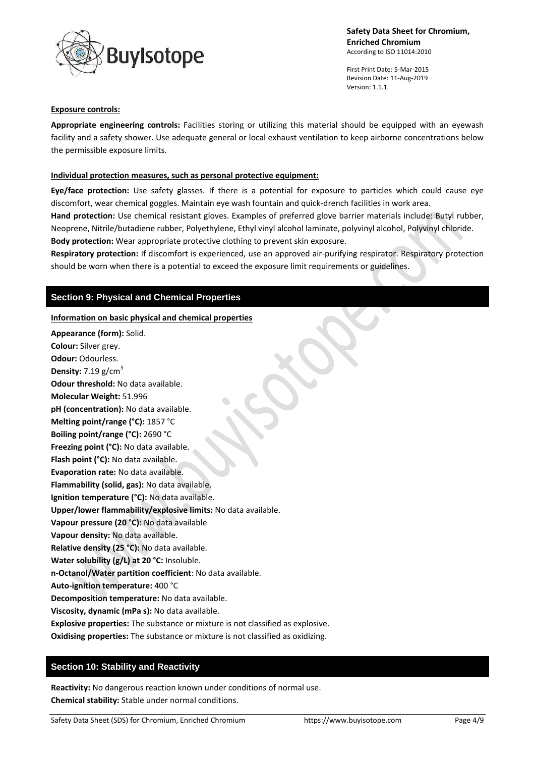**Exposure controls:**

**Appropriate engineering controls:** Facilities storing or utilizing this material should be equipped with an eyewash facility and a safety shower. Use adequate general or local exhaust ventilation to keep airborne concentrations below the permissible exposure limits.

**Individual protection measures, such as personal protective equipment:**

**Eye/face protection:** Use safety glasses. If there is a potential for exposure to particles which could cause eye discomfort, wear chemical goggles. Maintain eye wash fountain and quick-drench facilities in work area.
**Hand protection:** Use chemical resistant gloves. Examples of preferred glove barrier materials include: Butyl rubber, Neoprene, Nitrile/butadiene rubber, Polyethylene, Ethyl vinyl alcohol laminate, polyvinyl alcohol, Polyvinyl chloride.
**Body protection:** Wear appropriate protective clothing to prevent skin exposure.
**Respiratory protection:** If discomfort is experienced, use an approved air-purifying respirator. Respiratory protection should be worn when there is a potential to exceed the exposure limit requirements or guidelines.

## Section 9: Physical and Chemical Properties

**Information on basic physical and chemical properties**

**Appearance (form):** Solid.
**Colour:** Silver grey.
**Odour:** Odourless.
**Density:** 7.19 g/cm$^3$
**Odour threshold:** No data available.
**Molecular Weight:** 51.996
**pH (concentration):** No data available.
**Melting point/range (°C):** 1857 °C
**Boiling point/range (°C):** 2690 °C
**Freezing point (°C):** No data available.
**Flash point (°C):** No data available.
**Evaporation rate:** No data available.
**Flammability (solid, gas):** No data available.
**Ignition temperature (°C):** No data available.
**Upper/lower flammability/explosive limits:** No data available.
**Vapour pressure (20 °C):** No data available
**Vapour density:** No data available.
**Relative density (25 °C):** No data available.
**Water solubility (g/L) at 20 °C:** Insoluble.
**n-Octanol/Water partition coefficient**: No data available.
**Auto-ignition temperature:** 400 °C
**Decomposition temperature:** No data available.
**Viscosity, dynamic (mPa s):** No data available.
**Explosive properties:** The substance or mixture is not classified as explosive.
**Oxidising properties:** The substance or mixture is not classified as oxidizing.

## Section 10: Stability and Reactivity

**Reactivity:** No dangerous reaction known under conditions of normal use.
**Chemical stability:** Stable under normal conditions.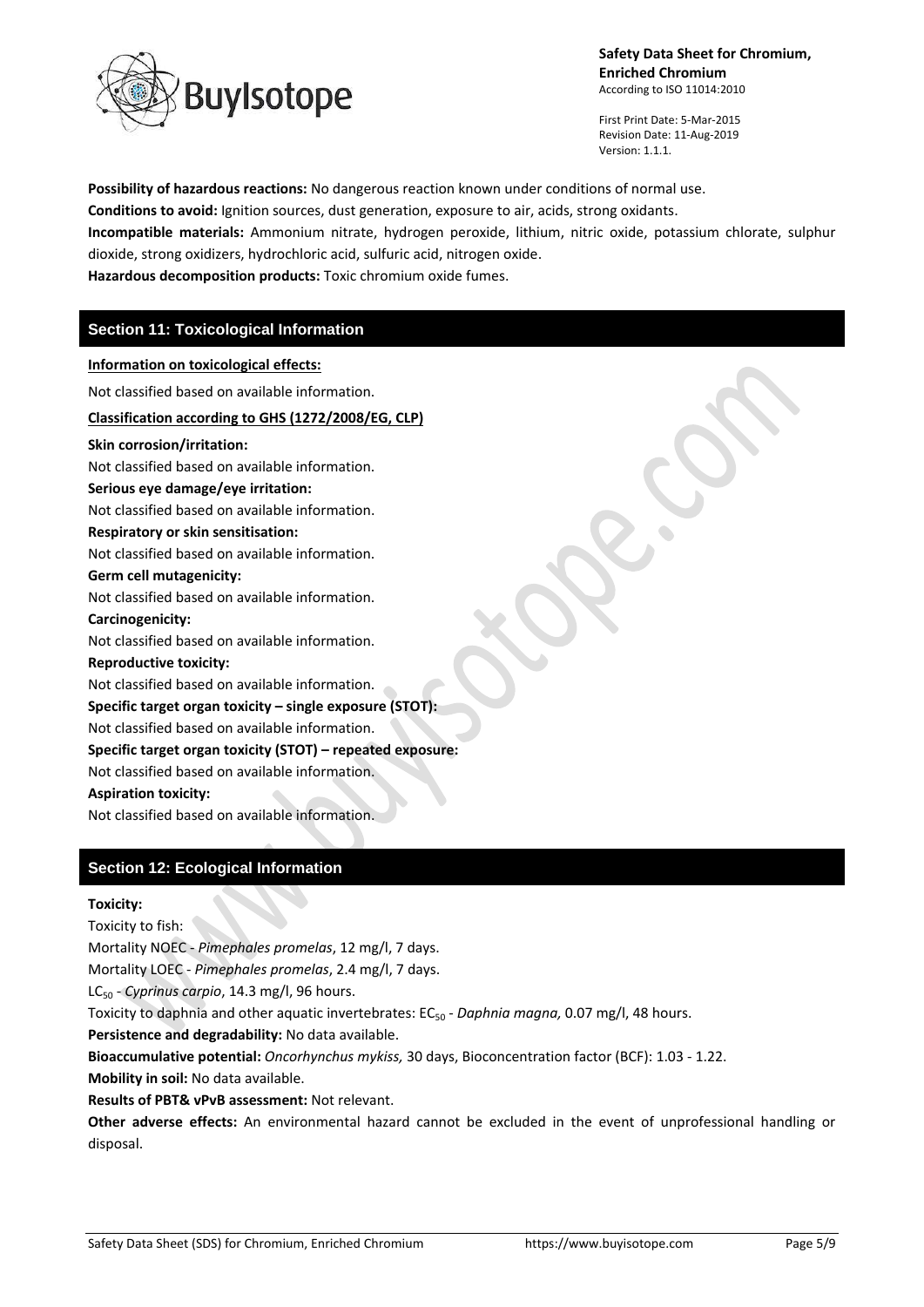**Possibility of hazardous reactions:** No dangerous reaction known under conditions of normal use.

**Conditions to avoid:** Ignition sources, dust generation, exposure to air, acids, strong oxidants.

**Incompatible materials:** Ammonium nitrate, hydrogen peroxide, lithium, nitric oxide, potassium chlorate, sulphur dioxide, strong oxidizers, hydrochloric acid, sulfuric acid, nitrogen oxide.

**Hazardous decomposition products:** Toxic chromium oxide fumes.

## Section 11: Toxicological Information

**Information on toxicological effects:**

Not classified based on available information.

**Classification according to GHS (1272/2008/EG, CLP)**

**Skin corrosion/irritation:**
Not classified based on available information.

**Serious eye damage/eye irritation:**
Not classified based on available information.

**Respiratory or skin sensitisation:**
Not classified based on available information.

**Germ cell mutagenicity:**
Not classified based on available information.

**Carcinogenicity:**
Not classified based on available information.

**Reproductive toxicity:**
Not classified based on available information.

**Specific target organ toxicity – single exposure (STOT):**
Not classified based on available information.

**Specific target organ toxicity (STOT) – repeated exposure:**
Not classified based on available information.

**Aspiration toxicity:**
Not classified based on available information.

## Section 12: Ecological Information

**Toxicity:**

Toxicity to fish:

Mortality NOEC - *Pimephales promelas*, 12 mg/l, 7 days.

Mortality LOEC - *Pimephales promelas*, 2.4 mg/l, 7 days.

$LC_{50}$ - *Cyprinus carpio*, 14.3 mg/l, 96 hours.

Toxicity to daphnia and other aquatic invertebrates: $EC_{50}$ - *Daphnia magna,* 0.07 mg/l, 48 hours.

**Persistence and degradability:** No data available.

**Bioaccumulative potential:** *Oncorhynchus mykiss,* 30 days, Bioconcentration factor (BCF): 1.03 - 1.22.

**Mobility in soil:** No data available.

**Results of PBT& vPvB assessment:** Not relevant.

**Other adverse effects:** An environmental hazard cannot be excluded in the event of unprofessional handling or disposal.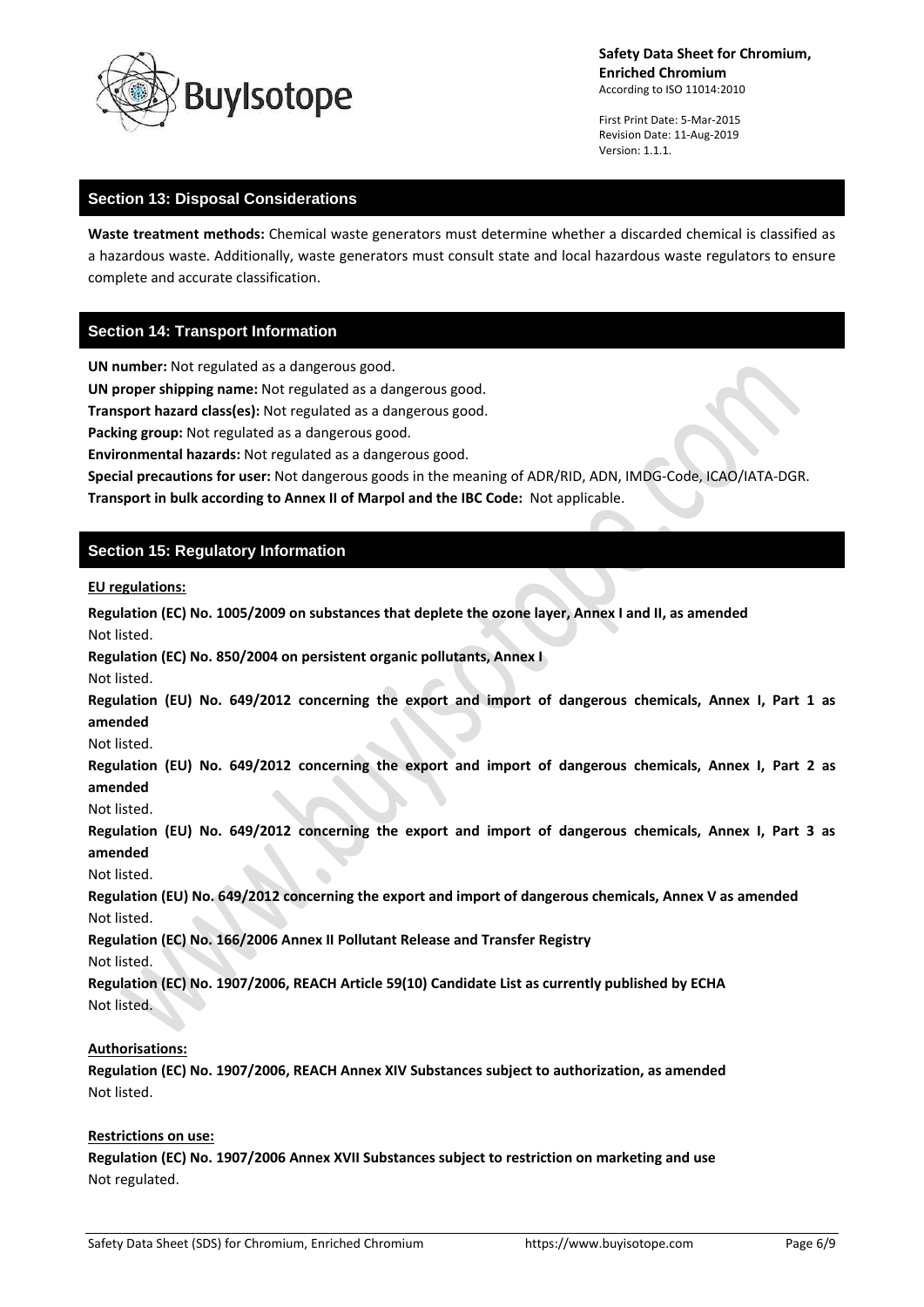## Section 13: Disposal Considerations

**Waste treatment methods:** Chemical waste generators must determine whether a discarded chemical is classified as a hazardous waste. Additionally, waste generators must consult state and local hazardous waste regulators to ensure complete and accurate classification.

## Section 14: Transport Information

**UN number:** Not regulated as a dangerous good.

**UN proper shipping name:** Not regulated as a dangerous good.

**Transport hazard class(es):** Not regulated as a dangerous good.

**Packing group:** Not regulated as a dangerous good.

**Environmental hazards:** Not regulated as a dangerous good.

**Special precautions for user:** Not dangerous goods in the meaning of ADR/RID, ADN, IMDG-Code, ICAO/IATA-DGR.

**Transport in bulk according to Annex II of Marpol and the IBC Code:** Not applicable.

## Section 15: Regulatory Information

**EU regulations:**

**Regulation (EC) No. 1005/2009 on substances that deplete the ozone layer, Annex I and II, as amended**
Not listed.

**Regulation (EC) No. 850/2004 on persistent organic pollutants, Annex I**
Not listed.

**Regulation (EU) No. 649/2012 concerning the export and import of dangerous chemicals, Annex I, Part 1 as amended**
Not listed.

**Regulation (EU) No. 649/2012 concerning the export and import of dangerous chemicals, Annex I, Part 2 as amended**
Not listed.

**Regulation (EU) No. 649/2012 concerning the export and import of dangerous chemicals, Annex I, Part 3 as amended**
Not listed.

**Regulation (EU) No. 649/2012 concerning the export and import of dangerous chemicals, Annex V as amended**
Not listed.

**Regulation (EC) No. 166/2006 Annex II Pollutant Release and Transfer Registry**
Not listed.

**Regulation (EC) No. 1907/2006, REACH Article 59(10) Candidate List as currently published by ECHA**
Not listed.

**Authorisations:**

**Regulation (EC) No. 1907/2006, REACH Annex XIV Substances subject to authorization, as amended**
Not listed.

**Restrictions on use:**

**Regulation (EC) No. 1907/2006 Annex XVII Substances subject to restriction on marketing and use**
Not regulated.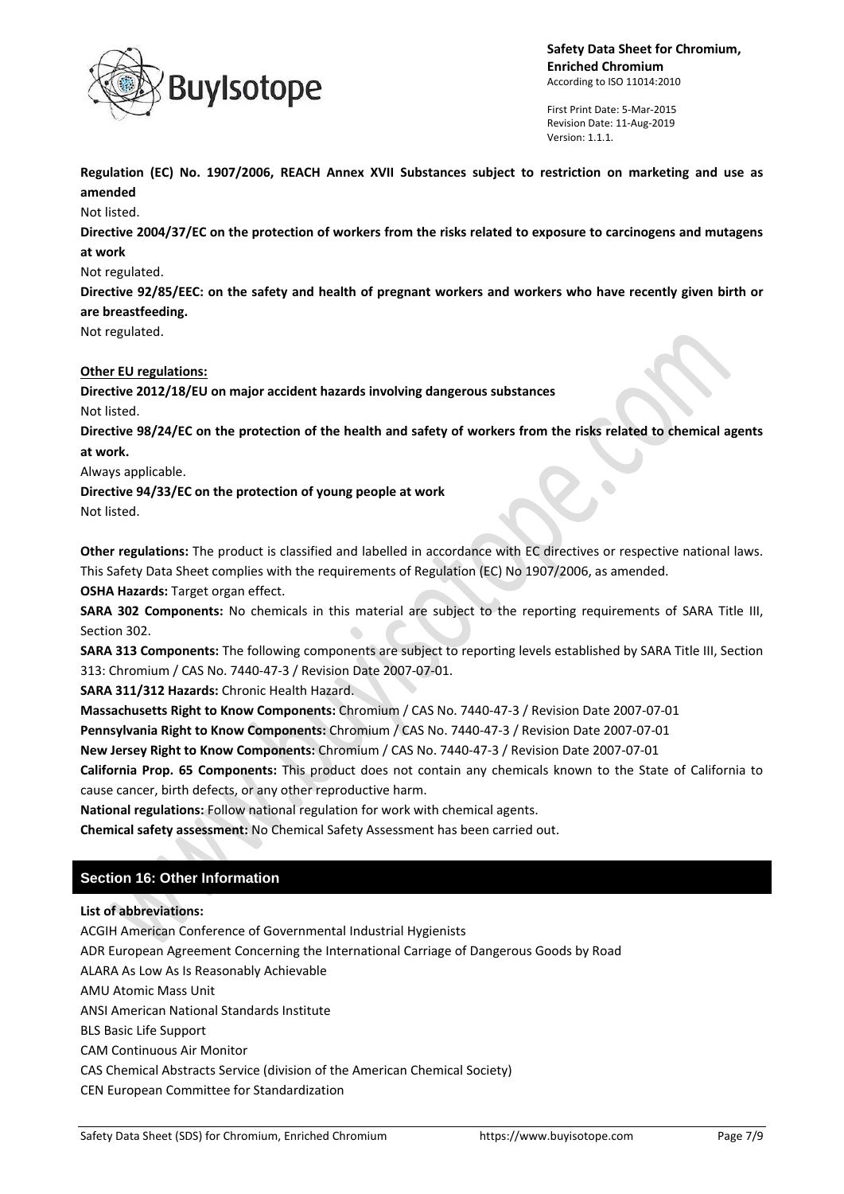**Regulation (EC) No. 1907/2006, REACH Annex XVII Substances subject to restriction on marketing and use as amended**

Not listed.

**Directive 2004/37/EC on the protection of workers from the risks related to exposure to carcinogens and mutagens at work**

Not regulated.

**Directive 92/85/EEC: on the safety and health of pregnant workers and workers who have recently given birth or are breastfeeding.**

Not regulated.

**Other EU regulations:**

**Directive 2012/18/EU on major accident hazards involving dangerous substances**

Not listed.

**Directive 98/24/EC on the protection of the health and safety of workers from the risks related to chemical agents at work.**

Always applicable.

**Directive 94/33/EC on the protection of young people at work**

Not listed.

**Other regulations:** The product is classified and labelled in accordance with EC directives or respective national laws. This Safety Data Sheet complies with the requirements of Regulation (EC) No 1907/2006, as amended.

**OSHA Hazards:** Target organ effect.

**SARA 302 Components:** No chemicals in this material are subject to the reporting requirements of SARA Title III, Section 302.

**SARA 313 Components:** The following components are subject to reporting levels established by SARA Title III, Section 313: Chromium / CAS No. 7440-47-3 / Revision Date 2007-07-01.

**SARA 311/312 Hazards:** Chronic Health Hazard.

**Massachusetts Right to Know Components:** Chromium / CAS No. 7440-47-3 / Revision Date 2007-07-01

**Pennsylvania Right to Know Components:** Chromium / CAS No. 7440-47-3 / Revision Date 2007-07-01

**New Jersey Right to Know Components:** Chromium / CAS No. 7440-47-3 / Revision Date 2007-07-01

**California Prop. 65 Components:** This product does not contain any chemicals known to the State of California to cause cancer, birth defects, or any other reproductive harm.

**National regulations:** Follow national regulation for work with chemical agents.

**Chemical safety assessment:** No Chemical Safety Assessment has been carried out.

## Section 16: Other Information

**List of abbreviations:**

ACGIH American Conference of Governmental Industrial Hygienists
ADR European Agreement Concerning the International Carriage of Dangerous Goods by Road
ALARA As Low As Is Reasonably Achievable
AMU Atomic Mass Unit
ANSI American National Standards Institute
BLS Basic Life Support
CAM Continuous Air Monitor
CAS Chemical Abstracts Service (division of the American Chemical Society)
CEN European Committee for Standardization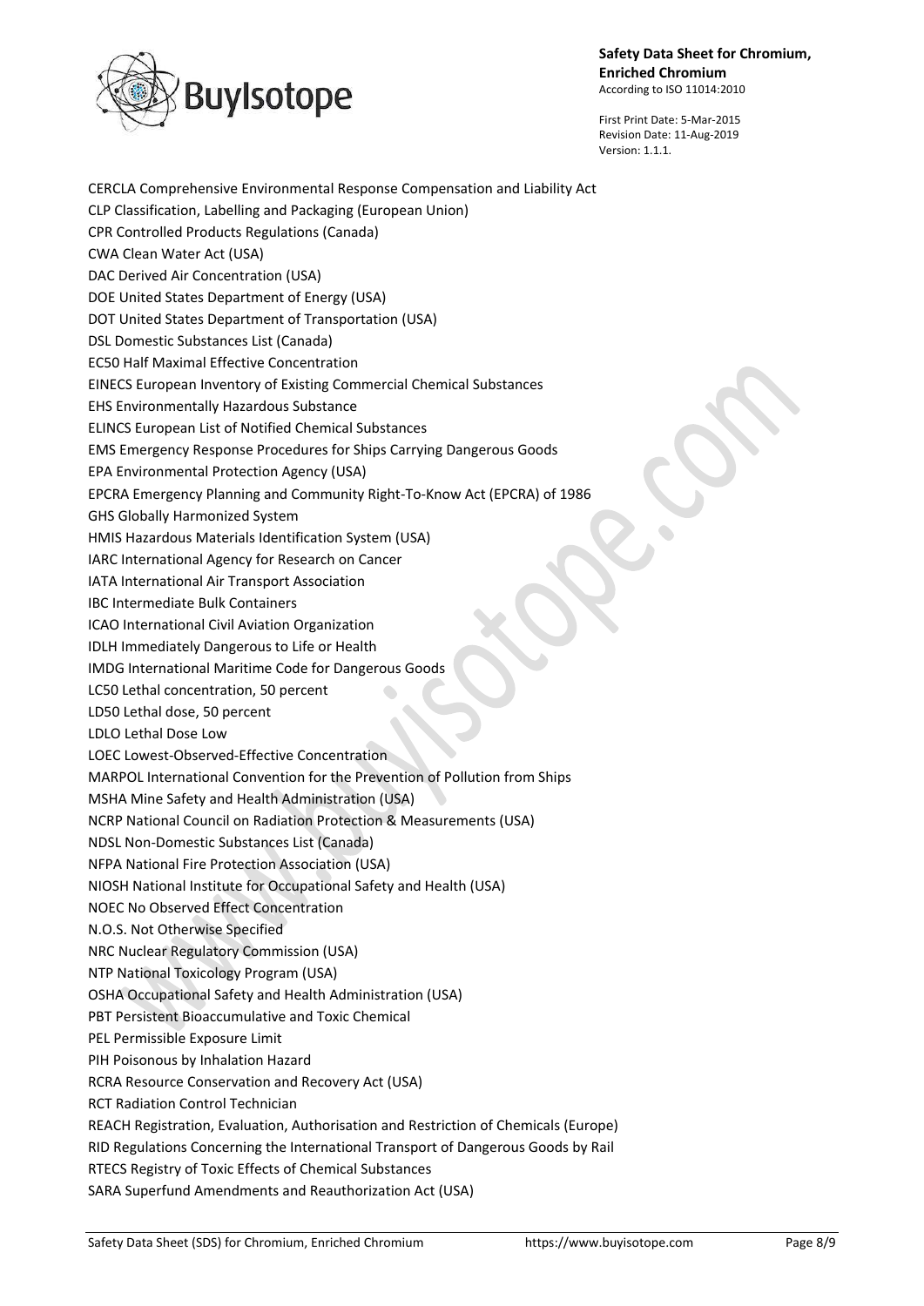CERCLA Comprehensive Environmental Response Compensation and Liability Act
CLP Classification, Labelling and Packaging (European Union)
CPR Controlled Products Regulations (Canada)
CWA Clean Water Act (USA)
DAC Derived Air Concentration (USA)
DOE United States Department of Energy (USA)
DOT United States Department of Transportation (USA)
DSL Domestic Substances List (Canada)
EC50 Half Maximal Effective Concentration
EINECS European Inventory of Existing Commercial Chemical Substances
EHS Environmentally Hazardous Substance
ELINCS European List of Notified Chemical Substances
EMS Emergency Response Procedures for Ships Carrying Dangerous Goods
EPA Environmental Protection Agency (USA)
EPCRA Emergency Planning and Community Right-To-Know Act (EPCRA) of 1986
GHS Globally Harmonized System
HMIS Hazardous Materials Identification System (USA)
IARC International Agency for Research on Cancer
IATA International Air Transport Association
IBC Intermediate Bulk Containers
ICAO International Civil Aviation Organization
IDLH Immediately Dangerous to Life or Health
IMDG International Maritime Code for Dangerous Goods
LC50 Lethal concentration, 50 percent
LD50 Lethal dose, 50 percent
LDLO Lethal Dose Low
LOEC Lowest-Observed-Effective Concentration
MARPOL International Convention for the Prevention of Pollution from Ships
MSHA Mine Safety and Health Administration (USA)
NCRP National Council on Radiation Protection & Measurements (USA)
NDSL Non-Domestic Substances List (Canada)
NFPA National Fire Protection Association (USA)
NIOSH National Institute for Occupational Safety and Health (USA)
NOEC No Observed Effect Concentration
N.O.S. Not Otherwise Specified
NRC Nuclear Regulatory Commission (USA)
NTP National Toxicology Program (USA)
OSHA Occupational Safety and Health Administration (USA)
PBT Persistent Bioaccumulative and Toxic Chemical
PEL Permissible Exposure Limit
PIH Poisonous by Inhalation Hazard
RCRA Resource Conservation and Recovery Act (USA)
RCT Radiation Control Technician
REACH Registration, Evaluation, Authorisation and Restriction of Chemicals (Europe)
RID Regulations Concerning the International Transport of Dangerous Goods by Rail
RTECS Registry of Toxic Effects of Chemical Substances
SARA Superfund Amendments and Reauthorization Act (USA)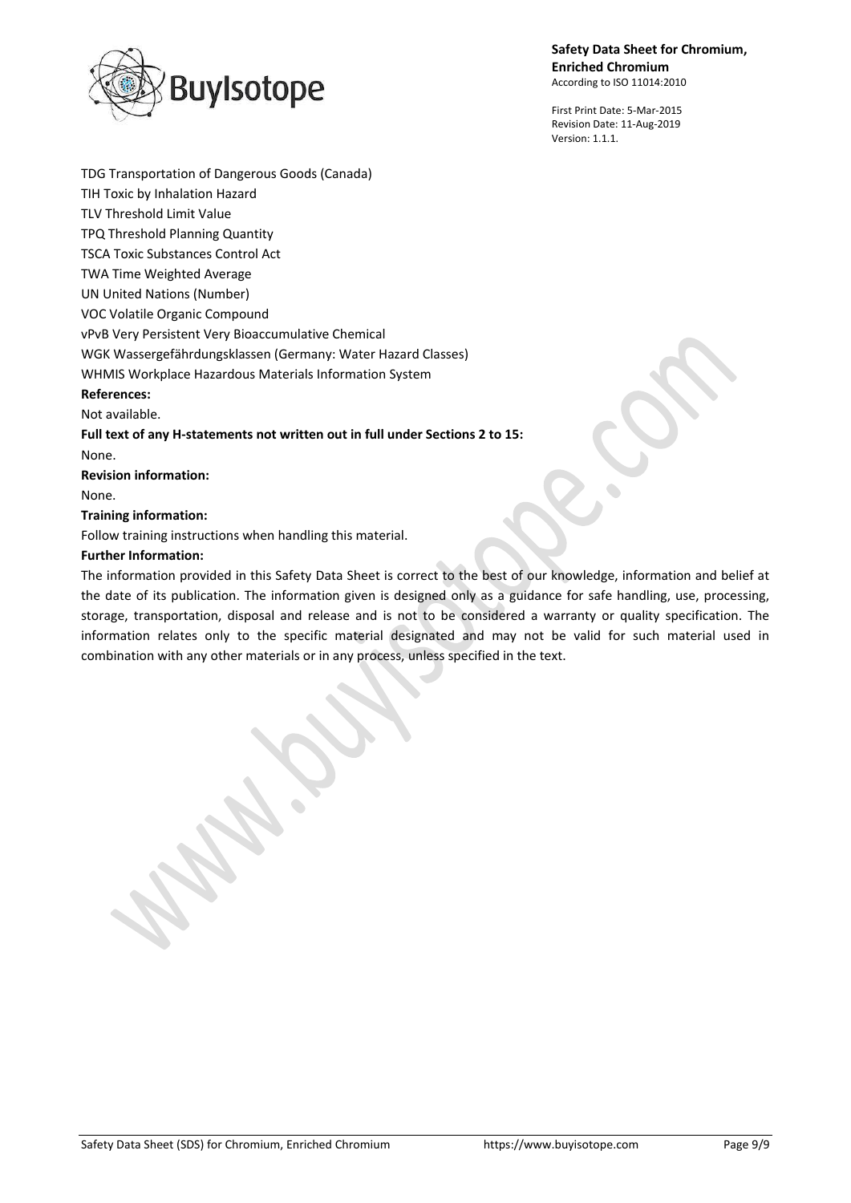TDG Transportation of Dangerous Goods (Canada)

TIH Toxic by Inhalation Hazard

TLV Threshold Limit Value

TPQ Threshold Planning Quantity

TSCA Toxic Substances Control Act

TWA Time Weighted Average

UN United Nations (Number)

VOC Volatile Organic Compound

vPvB Very Persistent Very Bioaccumulative Chemical

WGK Wassergefährdungsklassen (Germany: Water Hazard Classes)

WHMIS Workplace Hazardous Materials Information System

**References:**

Not available.

**Full text of any H-statements not written out in full under Sections 2 to 15:**

None.

**Revision information:**

None.

**Training information:**

Follow training instructions when handling this material.

**Further Information:**

The information provided in this Safety Data Sheet is correct to the best of our knowledge, information and belief at the date of its publication. The information given is designed only as a guidance for safe handling, use, processing, storage, transportation, disposal and release and is not to be considered a warranty or quality specification. The information relates only to the specific material designated and may not be valid for such material used in combination with any other materials or in any process, unless specified in the text.